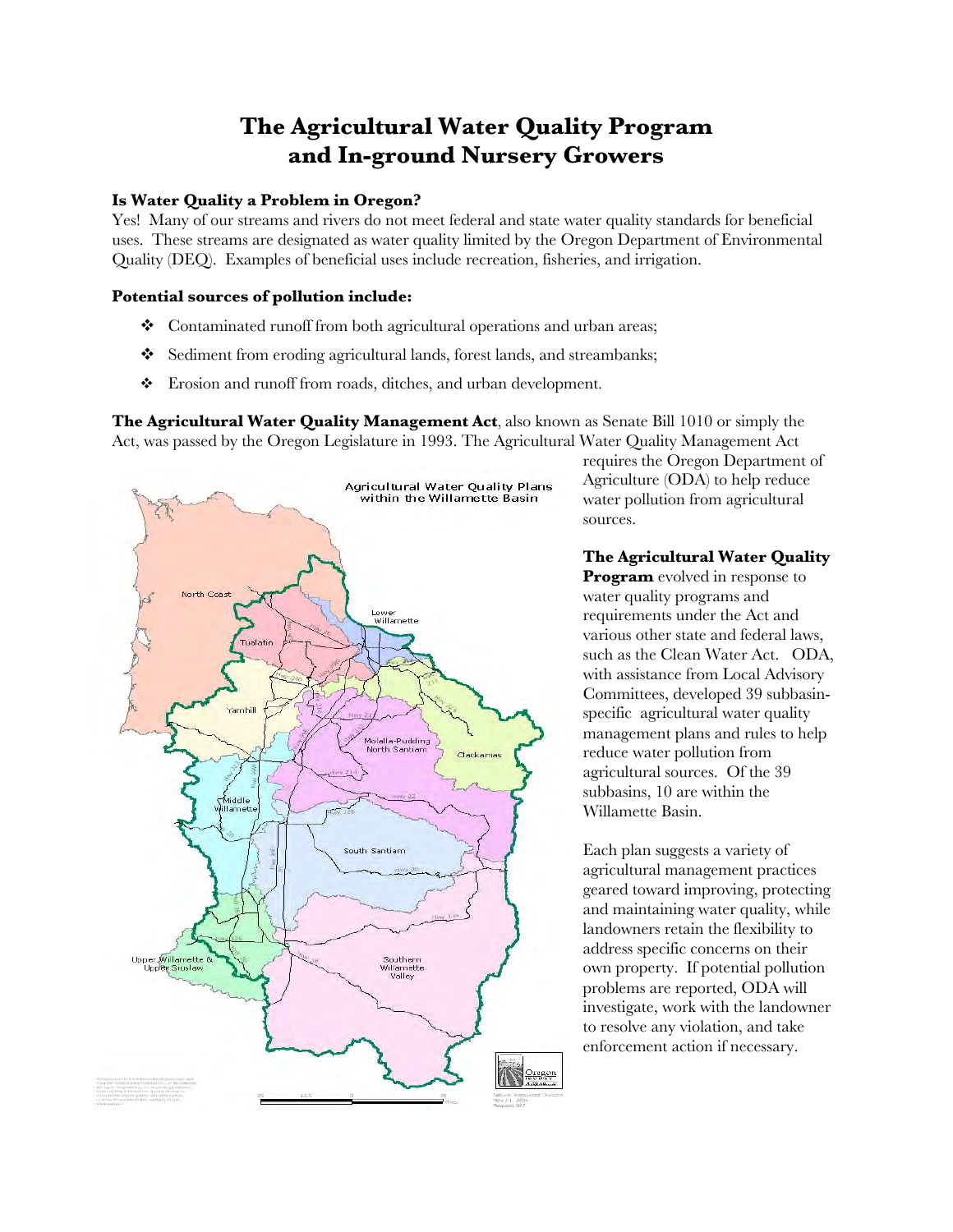# The Agricultural Water Quality Program and In-ground Nursery Growers

**Is Water Quality a Problem in Oregon?**

Yes! Many of our streams and rivers do not meet federal and state water quality standards for beneficial uses. These streams are designated as water quality limited by the Oregon Department of Environmental Quality (DEQ). Examples of beneficial uses include recreation, fisheries, and irrigation.

**Potential sources of pollution include:**

- Contaminated runoff from both agricultural operations and urban areas;
- Sediment from eroding agricultural lands, forest lands, and streambanks;
- Erosion and runoff from roads, ditches, and urban development.

**The Agricultural Water Quality Management Act**, also known as Senate Bill 1010 or simply the Act, was passed by the Oregon Legislature in 1993. The Agricultural Water Quality Management Act requires the Oregon Department of Agriculture (ODA) to help reduce water pollution from agricultural sources.

**The Agricultural Water Quality Program** evolved in response to water quality programs and requirements under the Act and various other state and federal laws, such as the Clean Water Act. ODA, with assistance from Local Advisory Committees, developed 39 subbasin-specific agricultural water quality management plans and rules to help reduce water pollution from agricultural sources. Of the 39 subbasins, 10 are within the Willamette Basin.

Each plan suggests a variety of agricultural management practices geared toward improving, protecting and maintaining water quality, while landowners retain the flexibility to address specific concerns on their own property. If potential pollution problems are reported, ODA will investigate, work with the landowner to resolve any violation, and take enforcement action if necessary.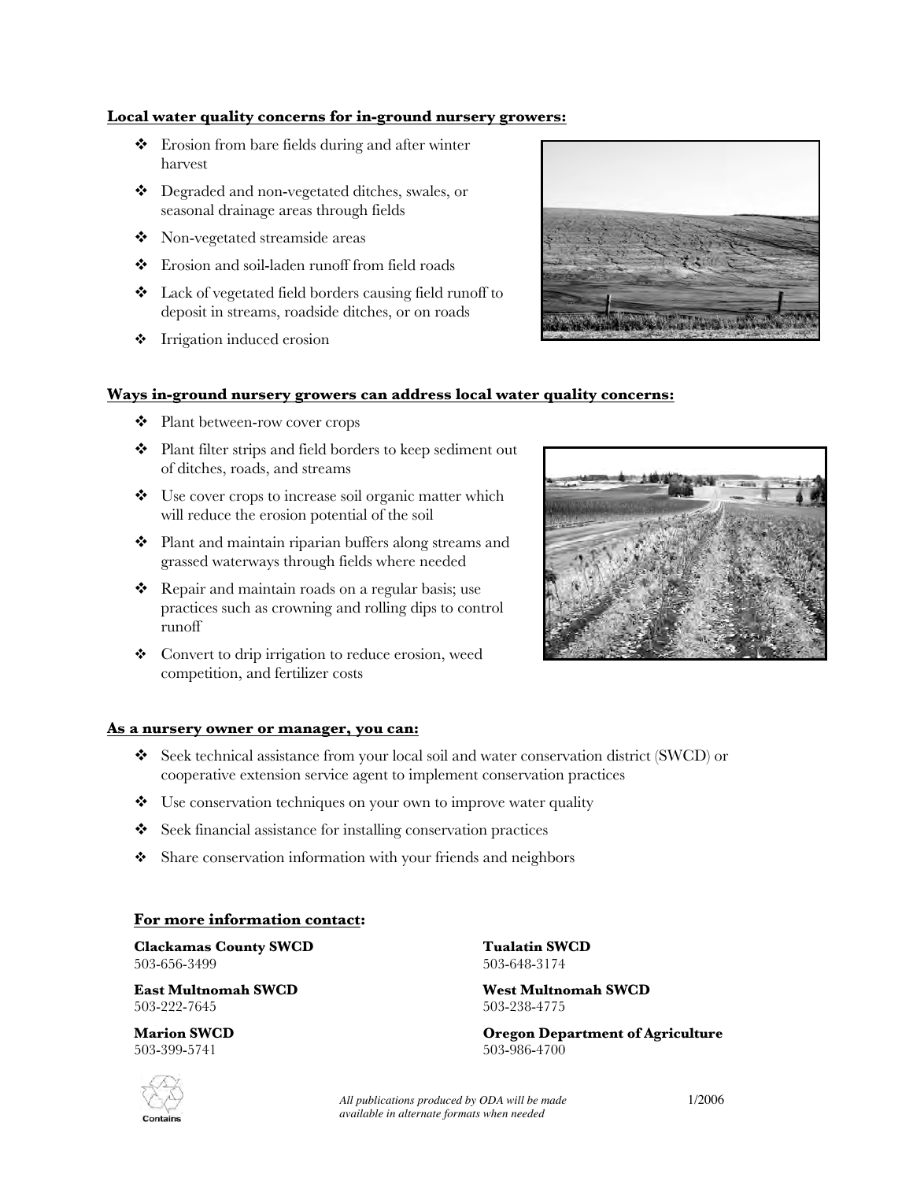**Local water quality concerns for in-ground nursery growers:**

- Erosion from bare fields during and after winter harvest
- Degraded and non-vegetated ditches, swales, or seasonal drainage areas through fields
- Non-vegetated streamside areas
- Erosion and soil-laden runoff from field roads
- Lack of vegetated field borders causing field runoff to deposit in streams, roadside ditches, or on roads
- Irrigation induced erosion

**Ways in-ground nursery growers can address local water quality concerns:**

- Plant between-row cover crops
- Plant filter strips and field borders to keep sediment out of ditches, roads, and streams
- Use cover crops to increase soil organic matter which will reduce the erosion potential of the soil
- Plant and maintain riparian buffers along streams and grassed waterways through fields where needed
- Repair and maintain roads on a regular basis; use practices such as crowning and rolling dips to control runoff
- Convert to drip irrigation to reduce erosion, weed competition, and fertilizer costs

**As a nursery owner or manager, you can:**

- Seek technical assistance from your local soil and water conservation district (SWCD) or cooperative extension service agent to implement conservation practices
- Use conservation techniques on your own to improve water quality
- Seek financial assistance for installing conservation practices
- Share conservation information with your friends and neighbors

**For more information contact:**

**Clackamas County SWCD**
503-656-3499

**East Multnomah SWCD**
503-222-7645

**Marion SWCD**
503-399-5741

**Tualatin SWCD**
503-648-3174

**West Multnomah SWCD**
503-238-4775

**Oregon Department of Agriculture**
503-986-4700

Contains

*All publications produced by ODA will be made available in alternate formats when needed*

1/2006